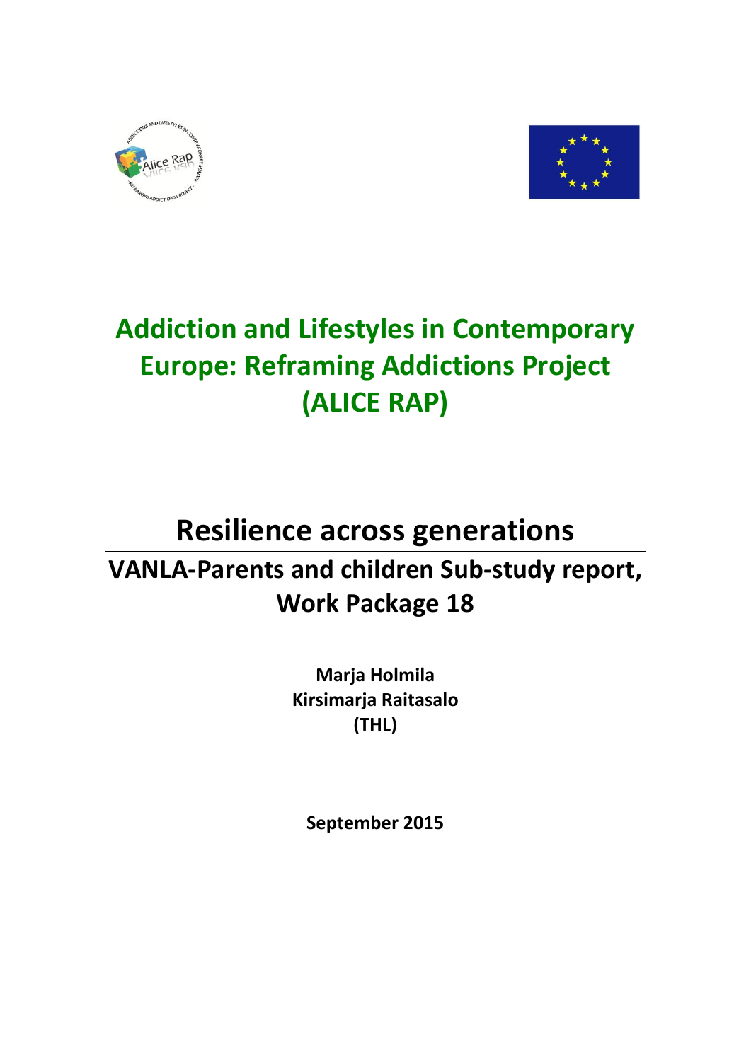# Addiction and Lifestyles in Contemporary Europe: Reframing Addictions Project (ALICE RAP)

# Resilience across generations

## VANLA-Parents and children Sub-study report, Work Package 18

**Marja Holmila**
**Kirsimarja Raitasalo**
**(THL)**

**September 2015**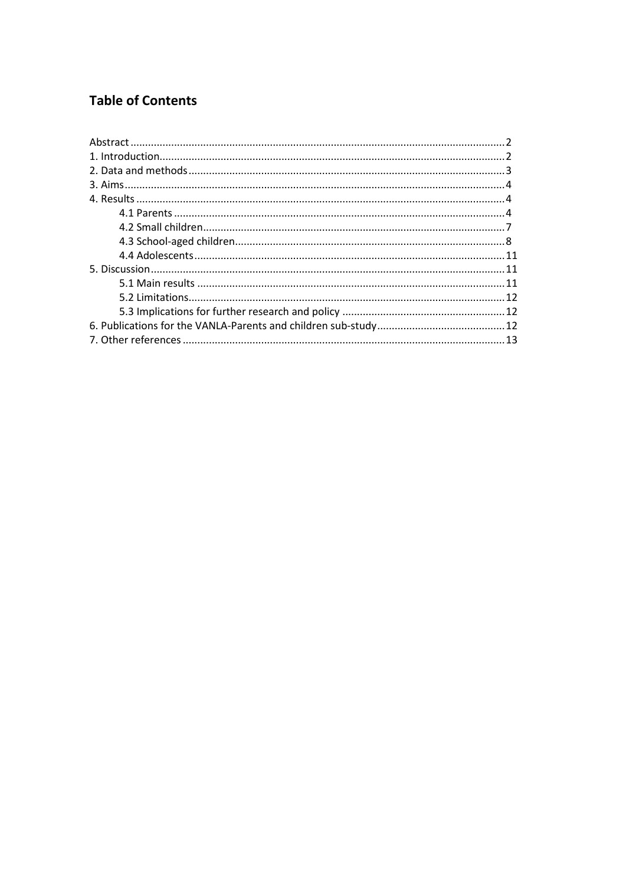## Table of Contents

- Abstract ... 2
- 1. Introduction ... 2
- 2. Data and methods ... 3
- 3. Aims ... 4
- 4. Results ... 4
  - 4.1 Parents ... 4
  - 4.2 Small children ... 7
  - 4.3 School-aged children ... 8
  - 4.4 Adolescents ... 11
- 5. Discussion ... 11
  - 5.1 Main results ... 11
  - 5.2 Limitations ... 12
  - 5.3 Implications for further research and policy ... 12
- 6. Publications for the VANLA-Parents and children sub-study ... 12
- 7. Other references ... 13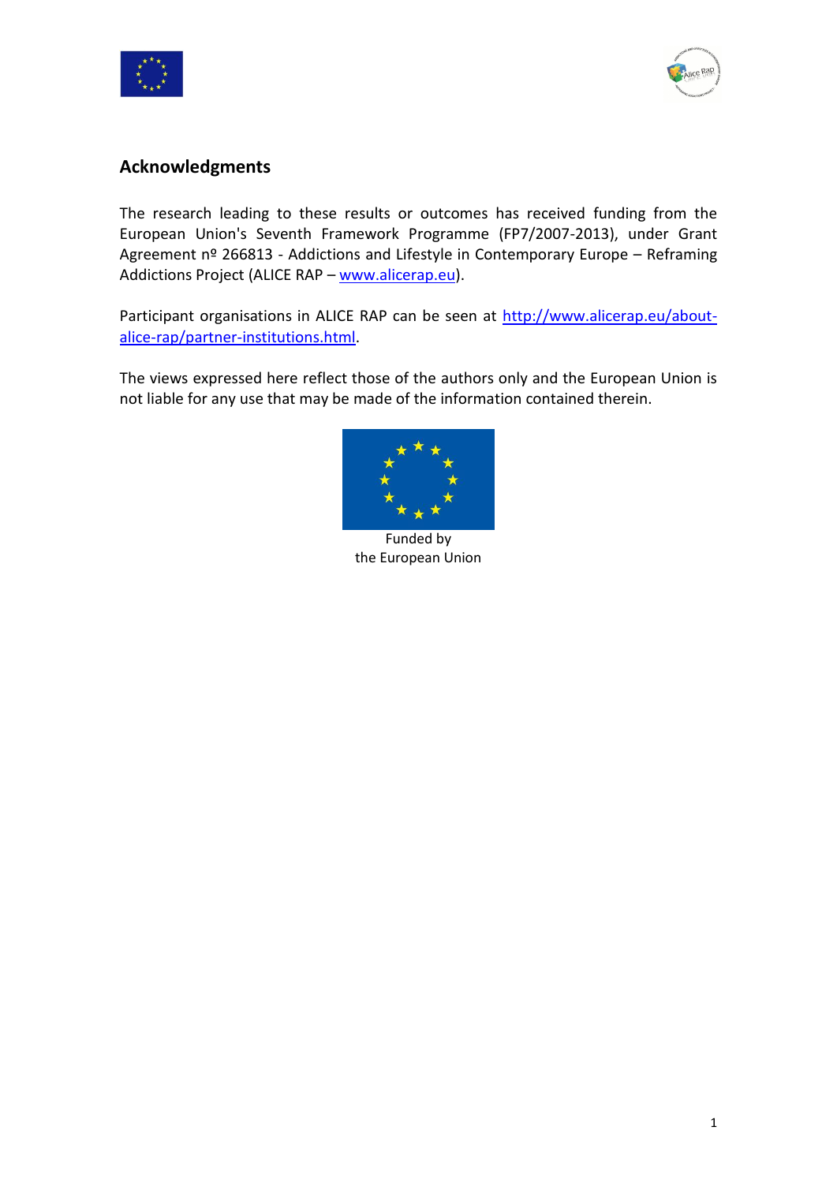## Acknowledgments

The research leading to these results or outcomes has received funding from the European Union's Seventh Framework Programme (FP7/2007-2013), under Grant Agreement nº 266813 - Addictions and Lifestyle in Contemporary Europe – Reframing Addictions Project (ALICE RAP – www.alicerap.eu).

Participant organisations in ALICE RAP can be seen at http://www.alicerap.eu/about-alice-rap/partner-institutions.html.

The views expressed here reflect those of the authors only and the European Union is not liable for any use that may be made of the information contained therein.

Funded by
the European Union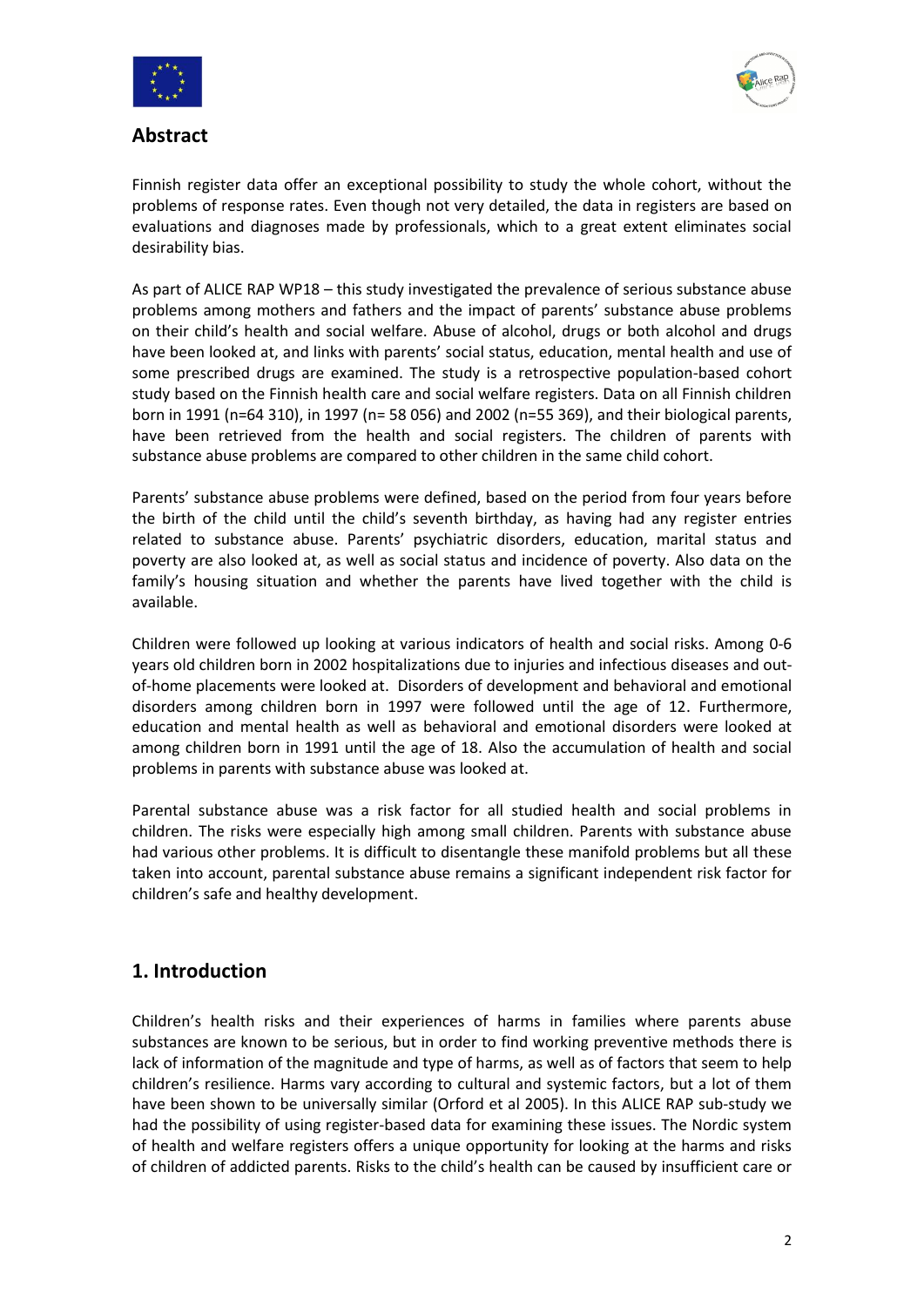## Abstract

Finnish register data offer an exceptional possibility to study the whole cohort, without the problems of response rates. Even though not very detailed, the data in registers are based on evaluations and diagnoses made by professionals, which to a great extent eliminates social desirability bias.

As part of ALICE RAP WP18 – this study investigated the prevalence of serious substance abuse problems among mothers and fathers and the impact of parents' substance abuse problems on their child's health and social welfare. Abuse of alcohol, drugs or both alcohol and drugs have been looked at, and links with parents' social status, education, mental health and use of some prescribed drugs are examined. The study is a retrospective population-based cohort study based on the Finnish health care and social welfare registers. Data on all Finnish children born in 1991 (n=64 310), in 1997 (n= 58 056) and 2002 (n=55 369), and their biological parents, have been retrieved from the health and social registers. The children of parents with substance abuse problems are compared to other children in the same child cohort.

Parents' substance abuse problems were defined, based on the period from four years before the birth of the child until the child's seventh birthday, as having had any register entries related to substance abuse. Parents' psychiatric disorders, education, marital status and poverty are also looked at, as well as social status and incidence of poverty. Also data on the family's housing situation and whether the parents have lived together with the child is available.

Children were followed up looking at various indicators of health and social risks. Among 0-6 years old children born in 2002 hospitalizations due to injuries and infectious diseases and out-of-home placements were looked at. Disorders of development and behavioral and emotional disorders among children born in 1997 were followed until the age of 12. Furthermore, education and mental health as well as behavioral and emotional disorders were looked at among children born in 1991 until the age of 18. Also the accumulation of health and social problems in parents with substance abuse was looked at.

Parental substance abuse was a risk factor for all studied health and social problems in children. The risks were especially high among small children. Parents with substance abuse had various other problems. It is difficult to disentangle these manifold problems but all these taken into account, parental substance abuse remains a significant independent risk factor for children's safe and healthy development.

## 1. Introduction

Children's health risks and their experiences of harms in families where parents abuse substances are known to be serious, but in order to find working preventive methods there is lack of information of the magnitude and type of harms, as well as of factors that seem to help children's resilience. Harms vary according to cultural and systemic factors, but a lot of them have been shown to be universally similar (Orford et al 2005). In this ALICE RAP sub-study we had the possibility of using register-based data for examining these issues. The Nordic system of health and welfare registers offers a unique opportunity for looking at the harms and risks of children of addicted parents. Risks to the child's health can be caused by insufficient care or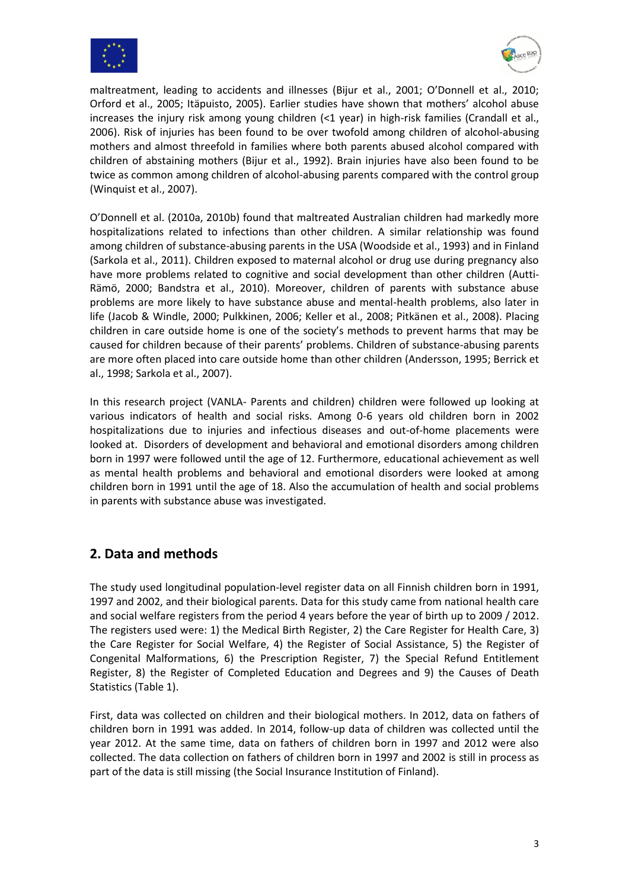maltreatment, leading to accidents and illnesses (Bijur et al., 2001; O'Donnell et al., 2010; Orford et al., 2005; Itäpuisto, 2005). Earlier studies have shown that mothers' alcohol abuse increases the injury risk among young children (<1 year) in high-risk families (Crandall et al., 2006). Risk of injuries has been found to be over twofold among children of alcohol-abusing mothers and almost threefold in families where both parents abused alcohol compared with children of abstaining mothers (Bijur et al., 1992). Brain injuries have also been found to be twice as common among children of alcohol-abusing parents compared with the control group (Winquist et al., 2007).

O'Donnell et al. (2010a, 2010b) found that maltreated Australian children had markedly more hospitalizations related to infections than other children. A similar relationship was found among children of substance-abusing parents in the USA (Woodside et al., 1993) and in Finland (Sarkola et al., 2011). Children exposed to maternal alcohol or drug use during pregnancy also have more problems related to cognitive and social development than other children (Autti-Rämö, 2000; Bandstra et al., 2010). Moreover, children of parents with substance abuse problems are more likely to have substance abuse and mental-health problems, also later in life (Jacob & Windle, 2000; Pulkkinen, 2006; Keller et al., 2008; Pitkänen et al., 2008). Placing children in care outside home is one of the society's methods to prevent harms that may be caused for children because of their parents' problems. Children of substance-abusing parents are more often placed into care outside home than other children (Andersson, 1995; Berrick et al., 1998; Sarkola et al., 2007).

In this research project (VANLA- Parents and children) children were followed up looking at various indicators of health and social risks. Among 0-6 years old children born in 2002 hospitalizations due to injuries and infectious diseases and out-of-home placements were looked at. Disorders of development and behavioral and emotional disorders among children born in 1997 were followed until the age of 12. Furthermore, educational achievement as well as mental health problems and behavioral and emotional disorders were looked at among children born in 1991 until the age of 18. Also the accumulation of health and social problems in parents with substance abuse was investigated.

## 2. Data and methods

The study used longitudinal population-level register data on all Finnish children born in 1991, 1997 and 2002, and their biological parents. Data for this study came from national health care and social welfare registers from the period 4 years before the year of birth up to 2009 / 2012. The registers used were: 1) the Medical Birth Register, 2) the Care Register for Health Care, 3) the Care Register for Social Welfare, 4) the Register of Social Assistance, 5) the Register of Congenital Malformations, 6) the Prescription Register, 7) the Special Refund Entitlement Register, 8) the Register of Completed Education and Degrees and 9) the Causes of Death Statistics (Table 1).

First, data was collected on children and their biological mothers. In 2012, data on fathers of children born in 1991 was added. In 2014, follow-up data of children was collected until the year 2012. At the same time, data on fathers of children born in 1997 and 2012 were also collected. The data collection on fathers of children born in 1997 and 2002 is still in process as part of the data is still missing (the Social Insurance Institution of Finland).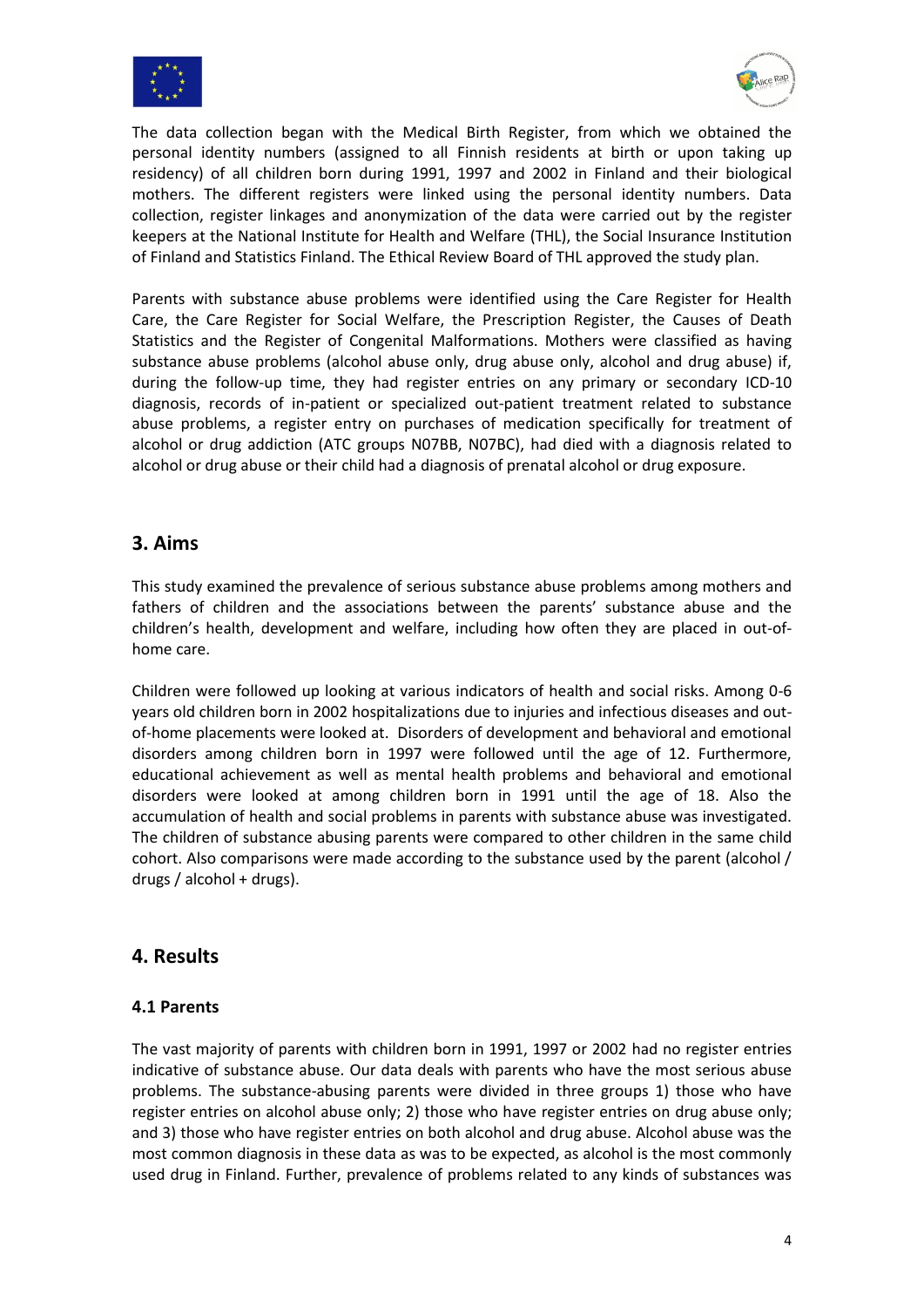The data collection began with the Medical Birth Register, from which we obtained the personal identity numbers (assigned to all Finnish residents at birth or upon taking up residency) of all children born during 1991, 1997 and 2002 in Finland and their biological mothers. The different registers were linked using the personal identity numbers. Data collection, register linkages and anonymization of the data were carried out by the register keepers at the National Institute for Health and Welfare (THL), the Social Insurance Institution of Finland and Statistics Finland. The Ethical Review Board of THL approved the study plan.

Parents with substance abuse problems were identified using the Care Register for Health Care, the Care Register for Social Welfare, the Prescription Register, the Causes of Death Statistics and the Register of Congenital Malformations. Mothers were classified as having substance abuse problems (alcohol abuse only, drug abuse only, alcohol and drug abuse) if, during the follow-up time, they had register entries on any primary or secondary ICD-10 diagnosis, records of in-patient or specialized out-patient treatment related to substance abuse problems, a register entry on purchases of medication specifically for treatment of alcohol or drug addiction (ATC groups N07BB, N07BC), had died with a diagnosis related to alcohol or drug abuse or their child had a diagnosis of prenatal alcohol or drug exposure.

## 3. Aims

This study examined the prevalence of serious substance abuse problems among mothers and fathers of children and the associations between the parents' substance abuse and the children's health, development and welfare, including how often they are placed in out-of-home care.

Children were followed up looking at various indicators of health and social risks. Among 0-6 years old children born in 2002 hospitalizations due to injuries and infectious diseases and out-of-home placements were looked at. Disorders of development and behavioral and emotional disorders among children born in 1997 were followed until the age of 12. Furthermore, educational achievement as well as mental health problems and behavioral and emotional disorders were looked at among children born in 1991 until the age of 18. Also the accumulation of health and social problems in parents with substance abuse was investigated. The children of substance abusing parents were compared to other children in the same child cohort. Also comparisons were made according to the substance used by the parent (alcohol / drugs / alcohol + drugs).

## 4. Results

### 4.1 Parents

The vast majority of parents with children born in 1991, 1997 or 2002 had no register entries indicative of substance abuse. Our data deals with parents who have the most serious abuse problems. The substance-abusing parents were divided in three groups 1) those who have register entries on alcohol abuse only; 2) those who have register entries on drug abuse only; and 3) those who have register entries on both alcohol and drug abuse. Alcohol abuse was the most common diagnosis in these data as was to be expected, as alcohol is the most commonly used drug in Finland. Further, prevalence of problems related to any kinds of substances was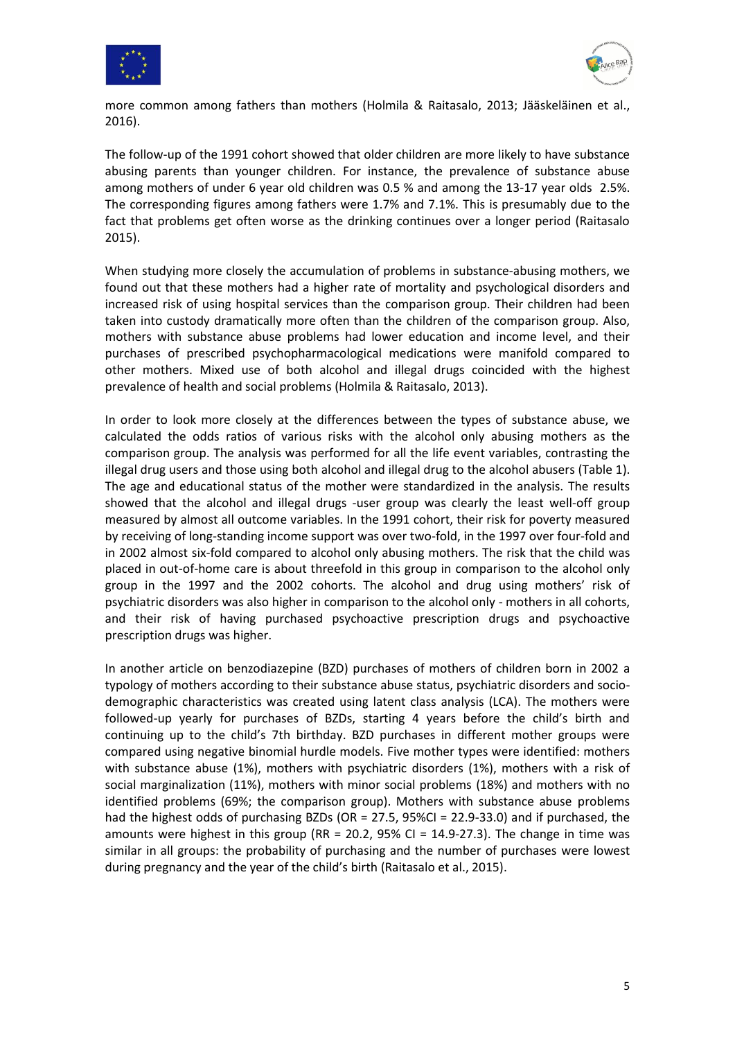more common among fathers than mothers (Holmila & Raitasalo, 2013; Jääskeläinen et al., 2016).

The follow-up of the 1991 cohort showed that older children are more likely to have substance abusing parents than younger children. For instance, the prevalence of substance abuse among mothers of under 6 year old children was 0.5 % and among the 13-17 year olds 2.5%. The corresponding figures among fathers were 1.7% and 7.1%. This is presumably due to the fact that problems get often worse as the drinking continues over a longer period (Raitasalo 2015).

When studying more closely the accumulation of problems in substance-abusing mothers, we found out that these mothers had a higher rate of mortality and psychological disorders and increased risk of using hospital services than the comparison group. Their children had been taken into custody dramatically more often than the children of the comparison group. Also, mothers with substance abuse problems had lower education and income level, and their purchases of prescribed psychopharmacological medications were manifold compared to other mothers. Mixed use of both alcohol and illegal drugs coincided with the highest prevalence of health and social problems (Holmila & Raitasalo, 2013).

In order to look more closely at the differences between the types of substance abuse, we calculated the odds ratios of various risks with the alcohol only abusing mothers as the comparison group. The analysis was performed for all the life event variables, contrasting the illegal drug users and those using both alcohol and illegal drug to the alcohol abusers (Table 1). The age and educational status of the mother were standardized in the analysis. The results showed that the alcohol and illegal drugs -user group was clearly the least well-off group measured by almost all outcome variables. In the 1991 cohort, their risk for poverty measured by receiving of long-standing income support was over two-fold, in the 1997 over four-fold and in 2002 almost six-fold compared to alcohol only abusing mothers. The risk that the child was placed in out-of-home care is about threefold in this group in comparison to the alcohol only group in the 1997 and the 2002 cohorts. The alcohol and drug using mothers' risk of psychiatric disorders was also higher in comparison to the alcohol only - mothers in all cohorts, and their risk of having purchased psychoactive prescription drugs and psychoactive prescription drugs was higher.

In another article on benzodiazepine (BZD) purchases of mothers of children born in 2002 a typology of mothers according to their substance abuse status, psychiatric disorders and socio-demographic characteristics was created using latent class analysis (LCA). The mothers were followed-up yearly for purchases of BZDs, starting 4 years before the child's birth and continuing up to the child's 7th birthday. BZD purchases in different mother groups were compared using negative binomial hurdle models. Five mother types were identified: mothers with substance abuse (1%), mothers with psychiatric disorders (1%), mothers with a risk of social marginalization (11%), mothers with minor social problems (18%) and mothers with no identified problems (69%; the comparison group). Mothers with substance abuse problems had the highest odds of purchasing BZDs (OR = 27.5, 95%CI = 22.9-33.0) and if purchased, the amounts were highest in this group (RR = 20.2, 95% CI = 14.9-27.3). The change in time was similar in all groups: the probability of purchasing and the number of purchases were lowest during pregnancy and the year of the child's birth (Raitasalo et al., 2015).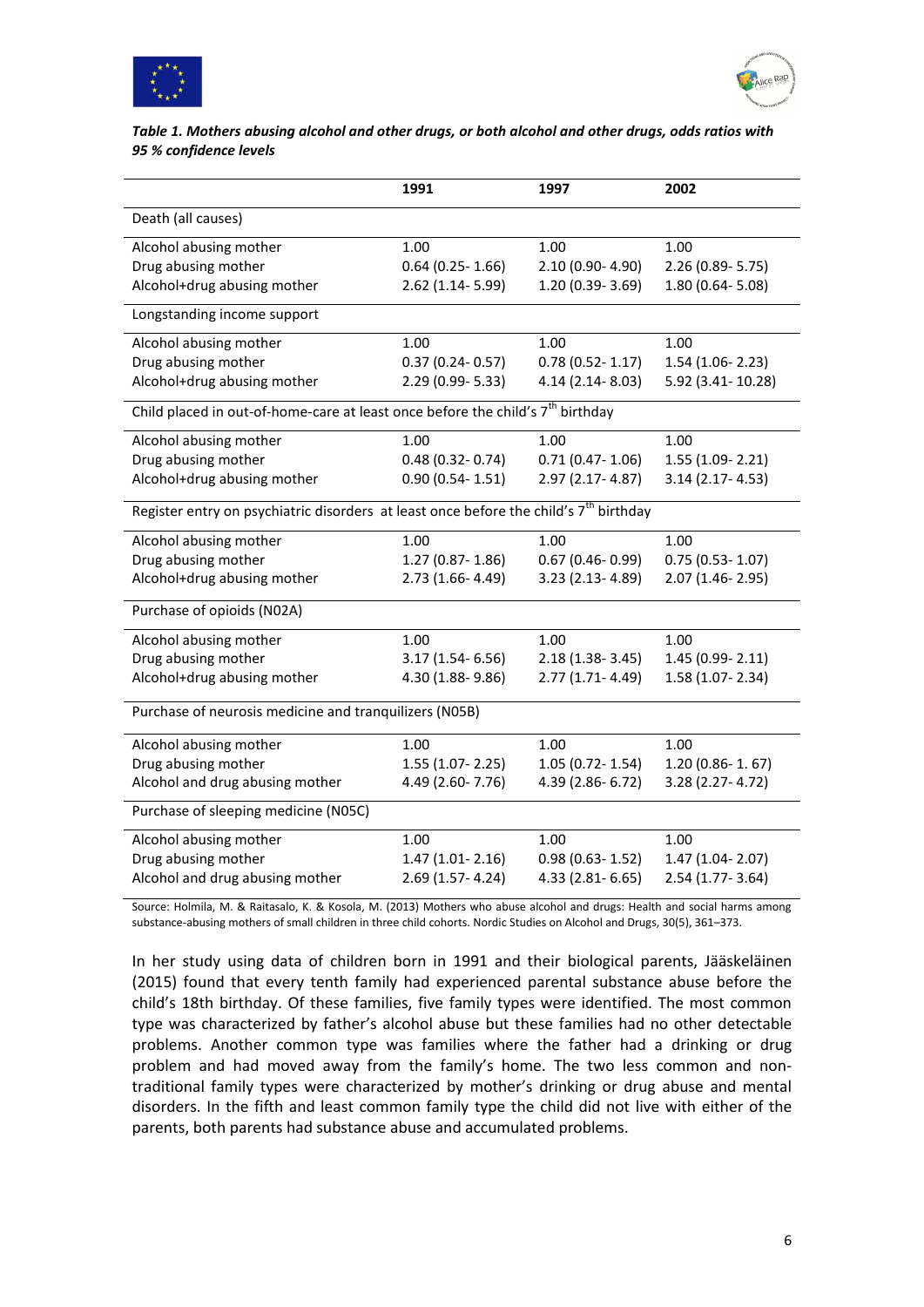***Table 1. Mothers abusing alcohol and other drugs, or both alcohol and other drugs, odds ratios with 95 % confidence levels***

| | 1991 | 1997 | 2002 |
|---|---|---|---|
| Death (all causes) | | | |
| Alcohol abusing mother | 1.00 | 1.00 | 1.00 |
| Drug abusing mother | 0.64 (0.25- 1.66) | 2.10 (0.90- 4.90) | 2.26 (0.89- 5.75) |
| Alcohol+drug abusing mother | 2.62 (1.14- 5.99) | 1.20 (0.39- 3.69) | 1.80 (0.64- 5.08) |
| Longstanding income support | | | |
| Alcohol abusing mother | 1.00 | 1.00 | 1.00 |
| Drug abusing mother | 0.37 (0.24- 0.57) | 0.78 (0.52- 1.17) | 1.54 (1.06- 2.23) |
| Alcohol+drug abusing mother | 2.29 (0.99- 5.33) | 4.14 (2.14- 8.03) | 5.92 (3.41- 10.28) |
| Child placed in out-of-home-care at least once before the child's 7th birthday | | | |
| Alcohol abusing mother | 1.00 | 1.00 | 1.00 |
| Drug abusing mother | 0.48 (0.32- 0.74) | 0.71 (0.47- 1.06) | 1.55 (1.09- 2.21) |
| Alcohol+drug abusing mother | 0.90 (0.54- 1.51) | 2.97 (2.17- 4.87) | 3.14 (2.17- 4.53) |
| Register entry on psychiatric disorders at least once before the child's 7th birthday | | | |
| Alcohol abusing mother | 1.00 | 1.00 | 1.00 |
| Drug abusing mother | 1.27 (0.87- 1.86) | 0.67 (0.46- 0.99) | 0.75 (0.53- 1.07) |
| Alcohol+drug abusing mother | 2.73 (1.66- 4.49) | 3.23 (2.13- 4.89) | 2.07 (1.46- 2.95) |
| Purchase of opioids (N02A) | | | |
| Alcohol abusing mother | 1.00 | 1.00 | 1.00 |
| Drug abusing mother | 3.17 (1.54- 6.56) | 2.18 (1.38- 3.45) | 1.45 (0.99- 2.11) |
| Alcohol+drug abusing mother | 4.30 (1.88- 9.86) | 2.77 (1.71- 4.49) | 1.58 (1.07- 2.34) |
| Purchase of neurosis medicine and tranquilizers (N05B) | | | |
| Alcohol abusing mother | 1.00 | 1.00 | 1.00 |
| Drug abusing mother | 1.55 (1.07- 2.25) | 1.05 (0.72- 1.54) | 1.20 (0.86- 1. 67) |
| Alcohol and drug abusing mother | 4.49 (2.60- 7.76) | 4.39 (2.86- 6.72) | 3.28 (2.27- 4.72) |
| Purchase of sleeping medicine (N05C) | | | |
| Alcohol abusing mother | 1.00 | 1.00 | 1.00 |
| Drug abusing mother | 1.47 (1.01- 2.16) | 0.98 (0.63- 1.52) | 1.47 (1.04- 2.07) |
| Alcohol and drug abusing mother | 2.69 (1.57- 4.24) | 4.33 (2.81- 6.65) | 2.54 (1.77- 3.64) |

Source: Holmila, M. & Raitasalo, K. & Kosola, M. (2013) Mothers who abuse alcohol and drugs: Health and social harms among substance-abusing mothers of small children in three child cohorts. Nordic Studies on Alcohol and Drugs, 30(5), 361–373.

In her study using data of children born in 1991 and their biological parents, Jääskeläinen (2015) found that every tenth family had experienced parental substance abuse before the child's 18th birthday. Of these families, five family types were identified. The most common type was characterized by father's alcohol abuse but these families had no other detectable problems. Another common type was families where the father had a drinking or drug problem and had moved away from the family's home. The two less common and non-traditional family types were characterized by mother's drinking or drug abuse and mental disorders. In the fifth and least common family type the child did not live with either of the parents, both parents had substance abuse and accumulated problems.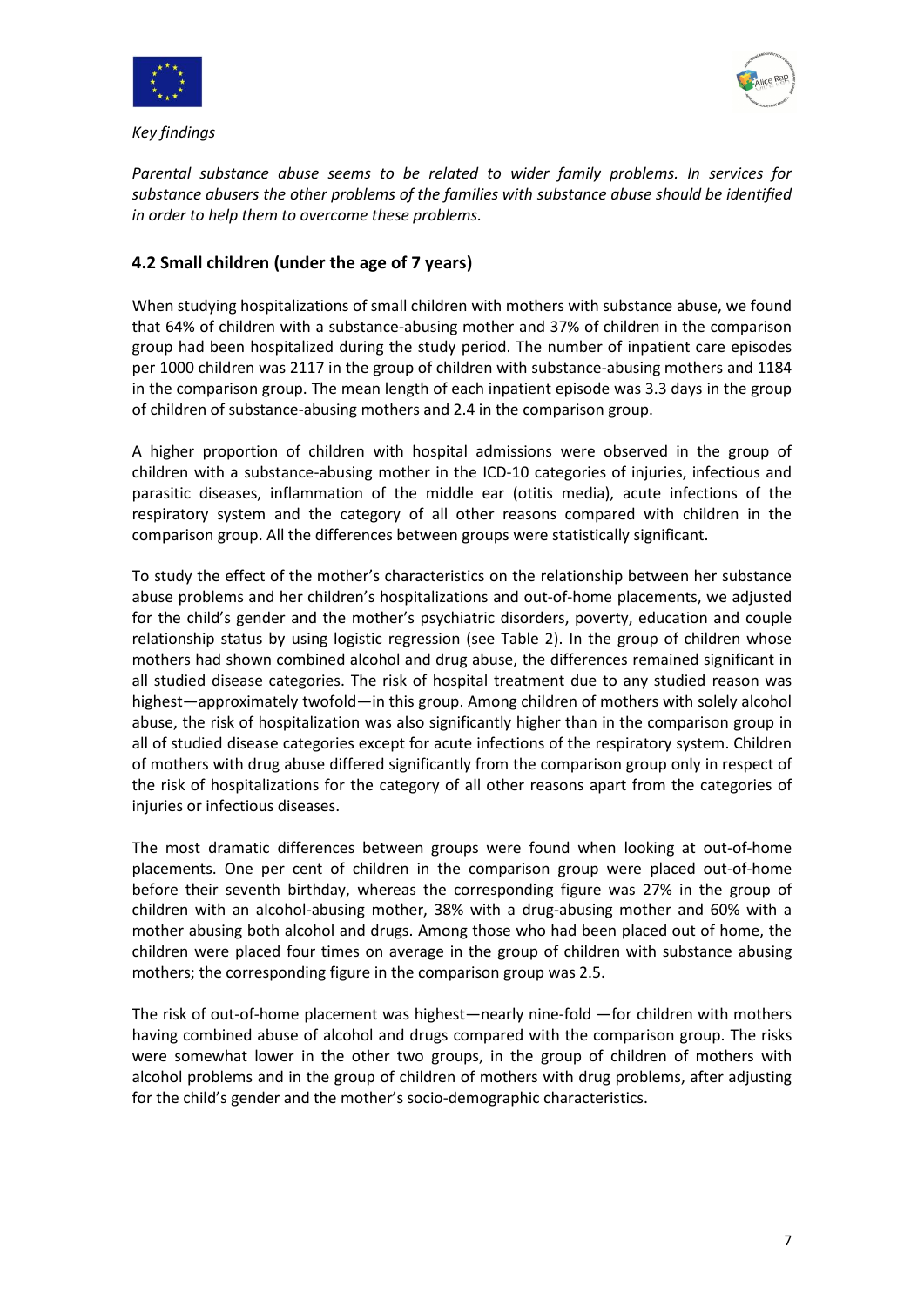*Key findings*

*Parental substance abuse seems to be related to wider family problems. In services for substance abusers the other problems of the families with substance abuse should be identified in order to help them to overcome these problems.*

## 4.2 Small children (under the age of 7 years)

When studying hospitalizations of small children with mothers with substance abuse, we found that 64% of children with a substance-abusing mother and 37% of children in the comparison group had been hospitalized during the study period. The number of inpatient care episodes per 1000 children was 2117 in the group of children with substance-abusing mothers and 1184 in the comparison group. The mean length of each inpatient episode was 3.3 days in the group of children of substance-abusing mothers and 2.4 in the comparison group.

A higher proportion of children with hospital admissions were observed in the group of children with a substance-abusing mother in the ICD-10 categories of injuries, infectious and parasitic diseases, inflammation of the middle ear (otitis media), acute infections of the respiratory system and the category of all other reasons compared with children in the comparison group. All the differences between groups were statistically significant.

To study the effect of the mother's characteristics on the relationship between her substance abuse problems and her children's hospitalizations and out-of-home placements, we adjusted for the child's gender and the mother's psychiatric disorders, poverty, education and couple relationship status by using logistic regression (see Table 2). In the group of children whose mothers had shown combined alcohol and drug abuse, the differences remained significant in all studied disease categories. The risk of hospital treatment due to any studied reason was highest—approximately twofold—in this group. Among children of mothers with solely alcohol abuse, the risk of hospitalization was also significantly higher than in the comparison group in all of studied disease categories except for acute infections of the respiratory system. Children of mothers with drug abuse differed significantly from the comparison group only in respect of the risk of hospitalizations for the category of all other reasons apart from the categories of injuries or infectious diseases.

The most dramatic differences between groups were found when looking at out-of-home placements. One per cent of children in the comparison group were placed out-of-home before their seventh birthday, whereas the corresponding figure was 27% in the group of children with an alcohol-abusing mother, 38% with a drug-abusing mother and 60% with a mother abusing both alcohol and drugs. Among those who had been placed out of home, the children were placed four times on average in the group of children with substance abusing mothers; the corresponding figure in the comparison group was 2.5.

The risk of out-of-home placement was highest—nearly nine-fold —for children with mothers having combined abuse of alcohol and drugs compared with the comparison group. The risks were somewhat lower in the other two groups, in the group of children of mothers with alcohol problems and in the group of children of mothers with drug problems, after adjusting for the child's gender and the mother's socio-demographic characteristics.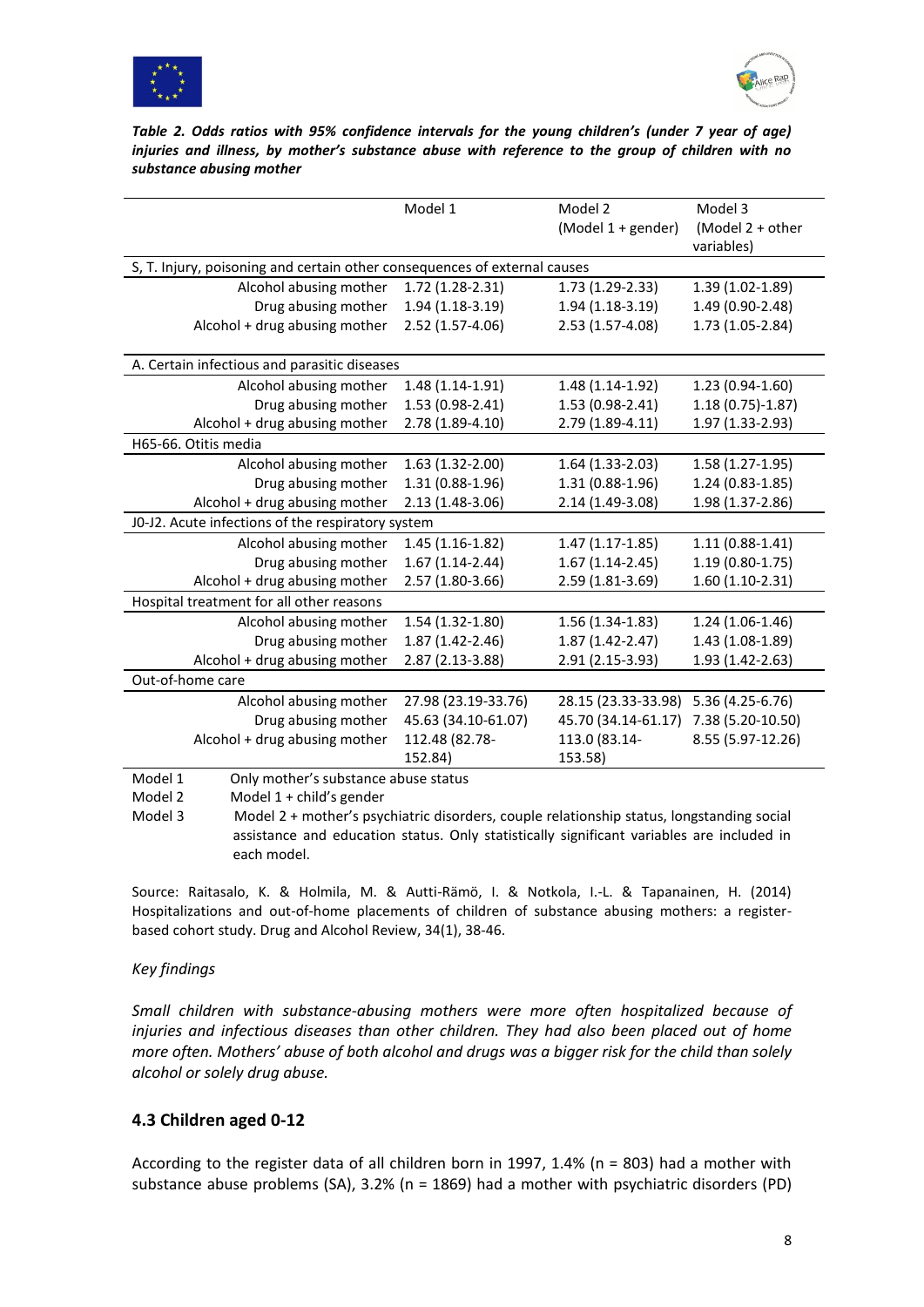***Table 2. Odds ratios with 95% confidence intervals for the young children's (under 7 year of age) injuries and illness, by mother's substance abuse with reference to the group of children with no substance abusing mother***

| | Model 1 | Model 2 (Model 1 + gender) | Model 3 (Model 2 + other variables) |
|---|---|---|---|
| **S, T. Injury, poisoning and certain other consequences of external causes** | | | |
| Alcohol abusing mother | 1.72 (1.28-2.31) | 1.73 (1.29-2.33) | 1.39 (1.02-1.89) |
| Drug abusing mother | 1.94 (1.18-3.19) | 1.94 (1.18-3.19) | 1.49 (0.90-2.48) |
| Alcohol + drug abusing mother | 2.52 (1.57-4.06) | 2.53 (1.57-4.08) | 1.73 (1.05-2.84) |
| **A. Certain infectious and parasitic diseases** | | | |
| Alcohol abusing mother | 1.48 (1.14-1.91) | 1.48 (1.14-1.92) | 1.23 (0.94-1.60) |
| Drug abusing mother | 1.53 (0.98-2.41) | 1.53 (0.98-2.41) | 1.18 (0.75)-1.87) |
| Alcohol + drug abusing mother | 2.78 (1.89-4.10) | 2.79 (1.89-4.11) | 1.97 (1.33-2.93) |
| **H65-66. Otitis media** | | | |
| Alcohol abusing mother | 1.63 (1.32-2.00) | 1.64 (1.33-2.03) | 1.58 (1.27-1.95) |
| Drug abusing mother | 1.31 (0.88-1.96) | 1.31 (0.88-1.96) | 1.24 (0.83-1.85) |
| Alcohol + drug abusing mother | 2.13 (1.48-3.06) | 2.14 (1.49-3.08) | 1.98 (1.37-2.86) |
| **J0-J2. Acute infections of the respiratory system** | | | |
| Alcohol abusing mother | 1.45 (1.16-1.82) | 1.47 (1.17-1.85) | 1.11 (0.88-1.41) |
| Drug abusing mother | 1.67 (1.14-2.44) | 1.67 (1.14-2.45) | 1.19 (0.80-1.75) |
| Alcohol + drug abusing mother | 2.57 (1.80-3.66) | 2.59 (1.81-3.69) | 1.60 (1.10-2.31) |
| **Hospital treatment for all other reasons** | | | |
| Alcohol abusing mother | 1.54 (1.32-1.80) | 1.56 (1.34-1.83) | 1.24 (1.06-1.46) |
| Drug abusing mother | 1.87 (1.42-2.46) | 1.87 (1.42-2.47) | 1.43 (1.08-1.89) |
| Alcohol + drug abusing mother | 2.87 (2.13-3.88) | 2.91 (2.15-3.93) | 1.93 (1.42-2.63) |
| **Out-of-home care** | | | |
| Alcohol abusing mother | 27.98 (23.19-33.76) | 28.15 (23.33-33.98) | 5.36 (4.25-6.76) |
| Drug abusing mother | 45.63 (34.10-61.07) | 45.70 (34.14-61.17) | 7.38 (5.20-10.50) |
| Alcohol + drug abusing mother | 112.48 (82.78-152.84) | 113.0 (83.14-153.58) | 8.55 (5.97-12.26) |

Model 1 Only mother's substance abuse status
Model 2 Model 1 + child's gender
Model 3 Model 2 + mother's psychiatric disorders, couple relationship status, longstanding social assistance and education status. Only statistically significant variables are included in each model.

Source: Raitasalo, K. & Holmila, M. & Autti-Rämö, I. & Notkola, I.-L. & Tapanainen, H. (2014) Hospitalizations and out-of-home placements of children of substance abusing mothers: a register-based cohort study. Drug and Alcohol Review, 34(1), 38-46.

*Key findings*

*Small children with substance-abusing mothers were more often hospitalized because of injuries and infectious diseases than other children. They had also been placed out of home more often. Mothers' abuse of both alcohol and drugs was a bigger risk for the child than solely alcohol or solely drug abuse.*

### 4.3 Children aged 0-12

According to the register data of all children born in 1997, 1.4% (n = 803) had a mother with substance abuse problems (SA), 3.2% (n = 1869) had a mother with psychiatric disorders (PD)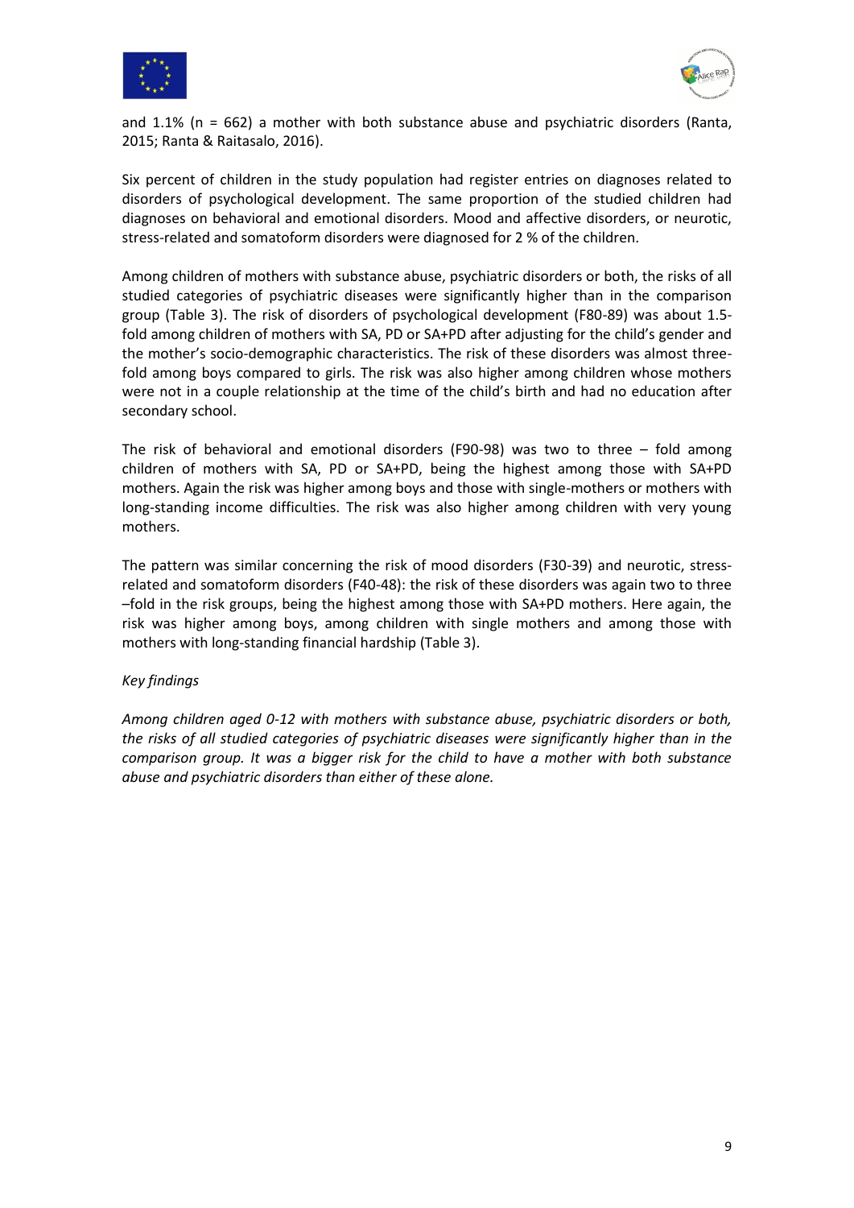and 1.1% (n = 662) a mother with both substance abuse and psychiatric disorders (Ranta, 2015; Ranta & Raitasalo, 2016).

Six percent of children in the study population had register entries on diagnoses related to disorders of psychological development. The same proportion of the studied children had diagnoses on behavioral and emotional disorders. Mood and affective disorders, or neurotic, stress-related and somatoform disorders were diagnosed for 2 % of the children.

Among children of mothers with substance abuse, psychiatric disorders or both, the risks of all studied categories of psychiatric diseases were significantly higher than in the comparison group (Table 3). The risk of disorders of psychological development (F80-89) was about 1.5-fold among children of mothers with SA, PD or SA+PD after adjusting for the child's gender and the mother's socio-demographic characteristics. The risk of these disorders was almost three-fold among boys compared to girls. The risk was also higher among children whose mothers were not in a couple relationship at the time of the child's birth and had no education after secondary school.

The risk of behavioral and emotional disorders (F90-98) was two to three – fold among children of mothers with SA, PD or SA+PD, being the highest among those with SA+PD mothers. Again the risk was higher among boys and those with single-mothers or mothers with long-standing income difficulties. The risk was also higher among children with very young mothers.

The pattern was similar concerning the risk of mood disorders (F30-39) and neurotic, stress-related and somatoform disorders (F40-48): the risk of these disorders was again two to three –fold in the risk groups, being the highest among those with SA+PD mothers. Here again, the risk was higher among boys, among children with single mothers and among those with mothers with long-standing financial hardship (Table 3).

*Key findings*

*Among children aged 0-12 with mothers with substance abuse, psychiatric disorders or both, the risks of all studied categories of psychiatric diseases were significantly higher than in the comparison group. It was a bigger risk for the child to have a mother with both substance abuse and psychiatric disorders than either of these alone.*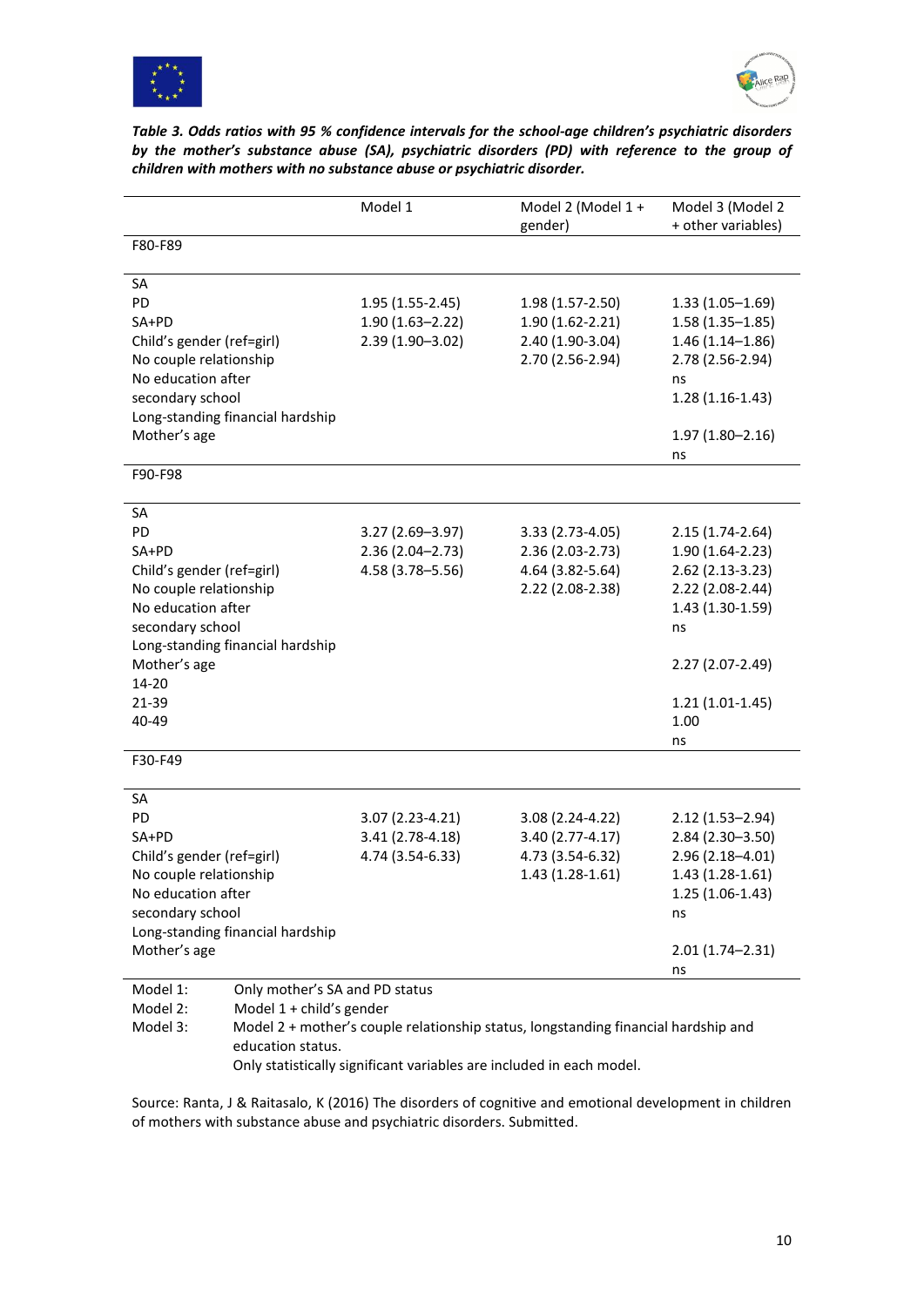***Table 3. Odds ratios with 95 % confidence intervals for the school-age children's psychiatric disorders by the mother's substance abuse (SA), psychiatric disorders (PD) with reference to the group of children with mothers with no substance abuse or psychiatric disorder.***

| | Model 1 | Model 2 (Model 1 + gender) | Model 3 (Model 2 + other variables) |
|---|---|---|---|
| F80-F89 | | | |
| SA | | | |
| PD | 1.95 (1.55-2.45) | 1.98 (1.57-2.50) | 1.33 (1.05–1.69) |
| SA+PD | 1.90 (1.63–2.22) | 1.90 (1.62-2.21) | 1.58 (1.35–1.85) |
| Child's gender (ref=girl) | 2.39 (1.90–3.02) | 2.40 (1.90-3.04) | 1.46 (1.14–1.86) |
| No couple relationship | | 2.70 (2.56-2.94) | 2.78 (2.56-2.94) |
| No education after | | | ns |
| secondary school | | | 1.28 (1.16-1.43) |
| Long-standing financial hardship | | | |
| Mother's age | | | 1.97 (1.80–2.16) |
| | | | ns |
| F90-F98 | | | |
| SA | | | |
| PD | 3.27 (2.69–3.97) | 3.33 (2.73-4.05) | 2.15 (1.74-2.64) |
| SA+PD | 2.36 (2.04–2.73) | 2.36 (2.03-2.73) | 1.90 (1.64-2.23) |
| Child's gender (ref=girl) | 4.58 (3.78–5.56) | 4.64 (3.82-5.64) | 2.62 (2.13-3.23) |
| No couple relationship | | 2.22 (2.08-2.38) | 2.22 (2.08-2.44) |
| No education after | | | 1.43 (1.30-1.59) |
| secondary school | | | ns |
| Long-standing financial hardship | | | |
| Mother's age | | | 2.27 (2.07-2.49) |
| 14-20 | | | |
| 21-39 | | | 1.21 (1.01-1.45) |
| 40-49 | | | 1.00 |
| | | | ns |
| F30-F49 | | | |
| SA | | | |
| PD | 3.07 (2.23-4.21) | 3.08 (2.24-4.22) | 2.12 (1.53–2.94) |
| SA+PD | 3.41 (2.78-4.18) | 3.40 (2.77-4.17) | 2.84 (2.30–3.50) |
| Child's gender (ref=girl) | 4.74 (3.54-6.33) | 4.73 (3.54-6.32) | 2.96 (2.18–4.01) |
| No couple relationship | | 1.43 (1.28-1.61) | 1.43 (1.28-1.61) |
| No education after | | | 1.25 (1.06-1.43) |
| secondary school | | | ns |
| Long-standing financial hardship | | | |
| Mother's age | | | 2.01 (1.74–2.31) |
| | | | ns |

Model 1: Only mother's SA and PD status
Model 2: Model 1 + child's gender
Model 3: Model 2 + mother's couple relationship status, longstanding financial hardship and education status.
Only statistically significant variables are included in each model.

Source: Ranta, J & Raitasalo, K (2016) The disorders of cognitive and emotional development in children of mothers with substance abuse and psychiatric disorders. Submitted.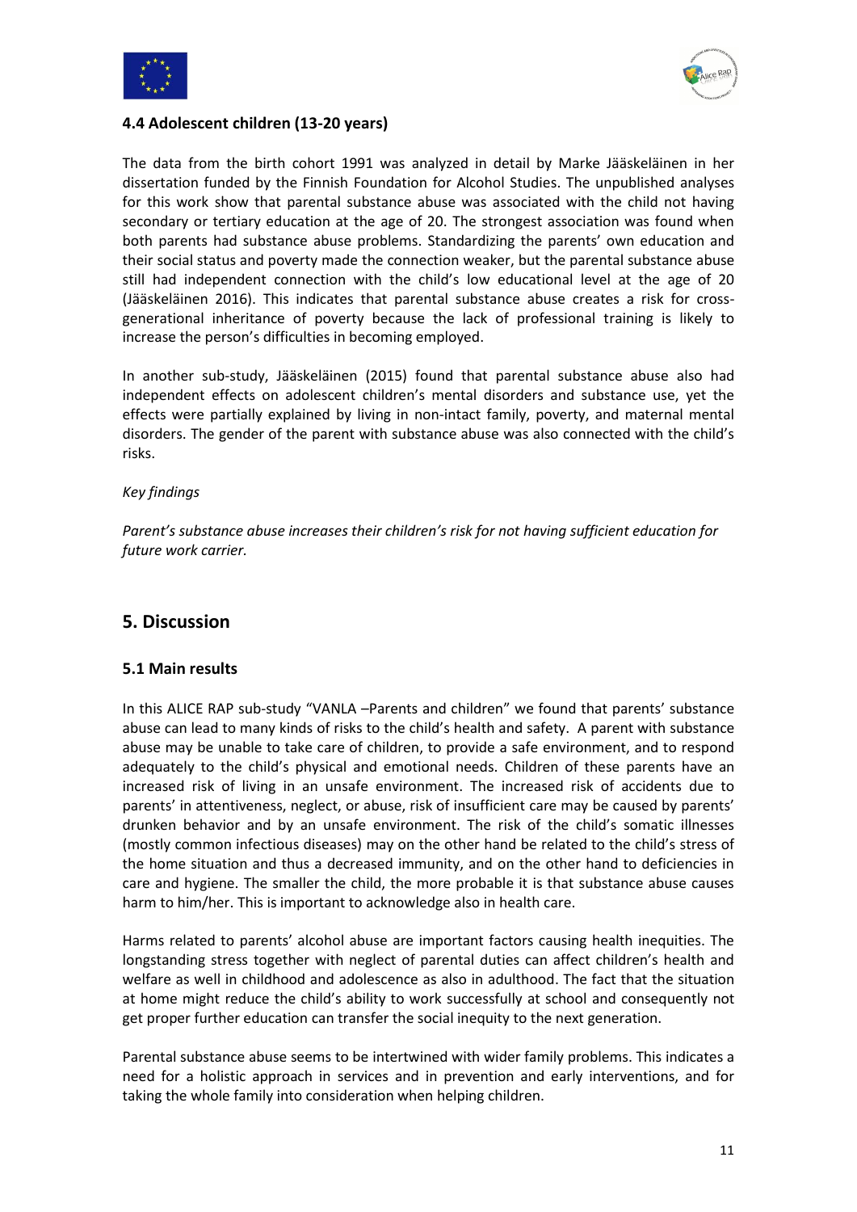### 4.4 Adolescent children (13-20 years)

The data from the birth cohort 1991 was analyzed in detail by Marke Jääskeläinen in her dissertation funded by the Finnish Foundation for Alcohol Studies. The unpublished analyses for this work show that parental substance abuse was associated with the child not having secondary or tertiary education at the age of 20. The strongest association was found when both parents had substance abuse problems. Standardizing the parents' own education and their social status and poverty made the connection weaker, but the parental substance abuse still had independent connection with the child's low educational level at the age of 20 (Jääskeläinen 2016). This indicates that parental substance abuse creates a risk for cross-generational inheritance of poverty because the lack of professional training is likely to increase the person's difficulties in becoming employed.

In another sub-study, Jääskeläinen (2015) found that parental substance abuse also had independent effects on adolescent children's mental disorders and substance use, yet the effects were partially explained by living in non-intact family, poverty, and maternal mental disorders. The gender of the parent with substance abuse was also connected with the child's risks.

*Key findings*

*Parent's substance abuse increases their children's risk for not having sufficient education for future work carrier.*

## 5. Discussion

### 5.1 Main results

In this ALICE RAP sub-study "VANLA –Parents and children" we found that parents' substance abuse can lead to many kinds of risks to the child's health and safety. A parent with substance abuse may be unable to take care of children, to provide a safe environment, and to respond adequately to the child's physical and emotional needs. Children of these parents have an increased risk of living in an unsafe environment. The increased risk of accidents due to parents' in attentiveness, neglect, or abuse, risk of insufficient care may be caused by parents' drunken behavior and by an unsafe environment. The risk of the child's somatic illnesses (mostly common infectious diseases) may on the other hand be related to the child's stress of the home situation and thus a decreased immunity, and on the other hand to deficiencies in care and hygiene. The smaller the child, the more probable it is that substance abuse causes harm to him/her. This is important to acknowledge also in health care.

Harms related to parents' alcohol abuse are important factors causing health inequities. The longstanding stress together with neglect of parental duties can affect children's health and welfare as well in childhood and adolescence as also in adulthood. The fact that the situation at home might reduce the child's ability to work successfully at school and consequently not get proper further education can transfer the social inequity to the next generation.

Parental substance abuse seems to be intertwined with wider family problems. This indicates a need for a holistic approach in services and in prevention and early interventions, and for taking the whole family into consideration when helping children.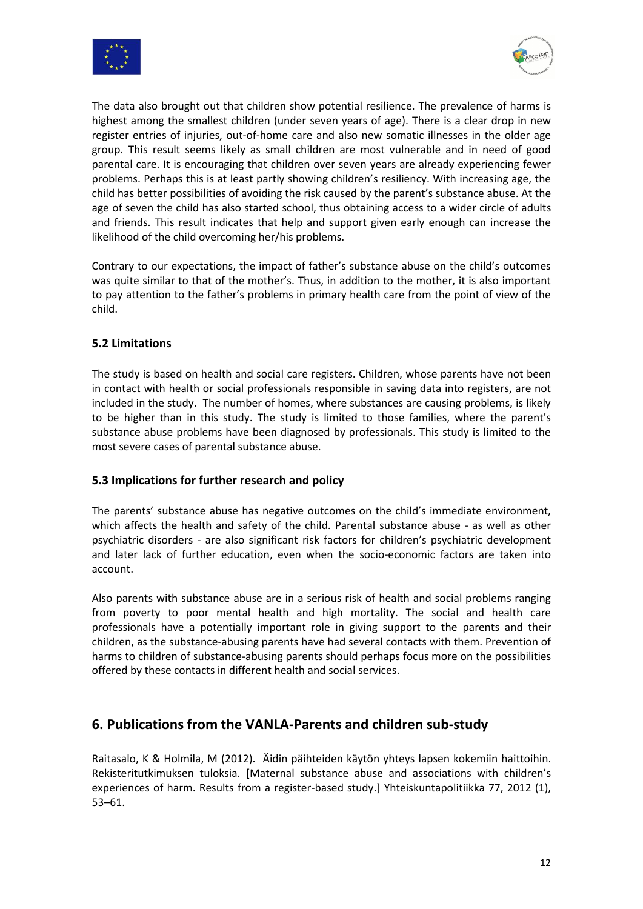The data also brought out that children show potential resilience. The prevalence of harms is highest among the smallest children (under seven years of age). There is a clear drop in new register entries of injuries, out-of-home care and also new somatic illnesses in the older age group. This result seems likely as small children are most vulnerable and in need of good parental care. It is encouraging that children over seven years are already experiencing fewer problems. Perhaps this is at least partly showing children's resiliency. With increasing age, the child has better possibilities of avoiding the risk caused by the parent's substance abuse. At the age of seven the child has also started school, thus obtaining access to a wider circle of adults and friends. This result indicates that help and support given early enough can increase the likelihood of the child overcoming her/his problems.

Contrary to our expectations, the impact of father's substance abuse on the child's outcomes was quite similar to that of the mother's. Thus, in addition to the mother, it is also important to pay attention to the father's problems in primary health care from the point of view of the child.

### 5.2 Limitations

The study is based on health and social care registers. Children, whose parents have not been in contact with health or social professionals responsible in saving data into registers, are not included in the study. The number of homes, where substances are causing problems, is likely to be higher than in this study. The study is limited to those families, where the parent's substance abuse problems have been diagnosed by professionals. This study is limited to the most severe cases of parental substance abuse.

### 5.3 Implications for further research and policy

The parents' substance abuse has negative outcomes on the child's immediate environment, which affects the health and safety of the child. Parental substance abuse - as well as other psychiatric disorders - are also significant risk factors for children's psychiatric development and later lack of further education, even when the socio-economic factors are taken into account.

Also parents with substance abuse are in a serious risk of health and social problems ranging from poverty to poor mental health and high mortality. The social and health care professionals have a potentially important role in giving support to the parents and their children, as the substance-abusing parents have had several contacts with them. Prevention of harms to children of substance-abusing parents should perhaps focus more on the possibilities offered by these contacts in different health and social services.

## 6. Publications from the VANLA-Parents and children sub-study

Raitasalo, K & Holmila, M (2012). Äidin päihteiden käytön yhteys lapsen kokemiin haittoihin. Rekisteritutkimuksen tuloksia. [Maternal substance abuse and associations with children's experiences of harm. Results from a register-based study.] Yhteiskuntapolitiikka 77, 2012 (1), 53–61.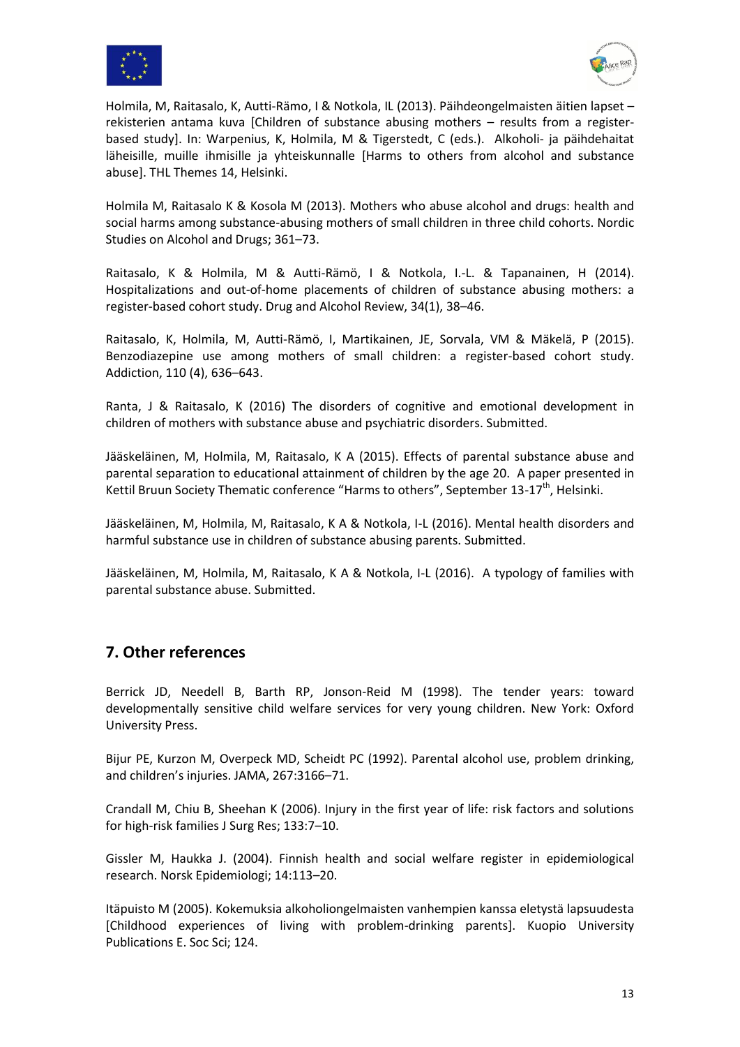Holmila, M, Raitasalo, K, Autti-Rämo, I & Notkola, IL (2013). Päihdeongelmaisten äitien lapset – rekisterien antama kuva [Children of substance abusing mothers – results from a register-based study]. In: Warpenius, K, Holmila, M & Tigerstedt, C (eds.). Alkoholi- ja päihdehaitat läheisille, muille ihmisille ja yhteiskunnalle [Harms to others from alcohol and substance abuse]. THL Themes 14, Helsinki.

Holmila M, Raitasalo K & Kosola M (2013). Mothers who abuse alcohol and drugs: health and social harms among substance-abusing mothers of small children in three child cohorts. Nordic Studies on Alcohol and Drugs; 361–73.

Raitasalo, K & Holmila, M & Autti-Rämö, I & Notkola, I.-L. & Tapanainen, H (2014). Hospitalizations and out-of-home placements of children of substance abusing mothers: a register-based cohort study. Drug and Alcohol Review, 34(1), 38–46.

Raitasalo, K, Holmila, M, Autti-Rämö, I, Martikainen, JE, Sorvala, VM & Mäkelä, P (2015). Benzodiazepine use among mothers of small children: a register-based cohort study. Addiction, 110 (4), 636–643.

Ranta, J & Raitasalo, K (2016) The disorders of cognitive and emotional development in children of mothers with substance abuse and psychiatric disorders. Submitted.

Jääskeläinen, M, Holmila, M, Raitasalo, K A (2015). Effects of parental substance abuse and parental separation to educational attainment of children by the age 20. A paper presented in Kettil Bruun Society Thematic conference "Harms to others", September 13-17th, Helsinki.

Jääskeläinen, M, Holmila, M, Raitasalo, K A & Notkola, I-L (2016). Mental health disorders and harmful substance use in children of substance abusing parents. Submitted.

Jääskeläinen, M, Holmila, M, Raitasalo, K A & Notkola, I-L (2016). A typology of families with parental substance abuse. Submitted.

## 7. Other references

Berrick JD, Needell B, Barth RP, Jonson-Reid M (1998). The tender years: toward developmentally sensitive child welfare services for very young children. New York: Oxford University Press.

Bijur PE, Kurzon M, Overpeck MD, Scheidt PC (1992). Parental alcohol use, problem drinking, and children's injuries. JAMA, 267:3166–71.

Crandall M, Chiu B, Sheehan K (2006). Injury in the first year of life: risk factors and solutions for high-risk families J Surg Res; 133:7–10.

Gissler M, Haukka J. (2004). Finnish health and social welfare register in epidemiological research. Norsk Epidemiologi; 14:113–20.

Itäpuisto M (2005). Kokemuksia alkoholiongelmaisten vanhempien kanssa eletystä lapsuudesta [Childhood experiences of living with problem-drinking parents]. Kuopio University Publications E. Soc Sci; 124.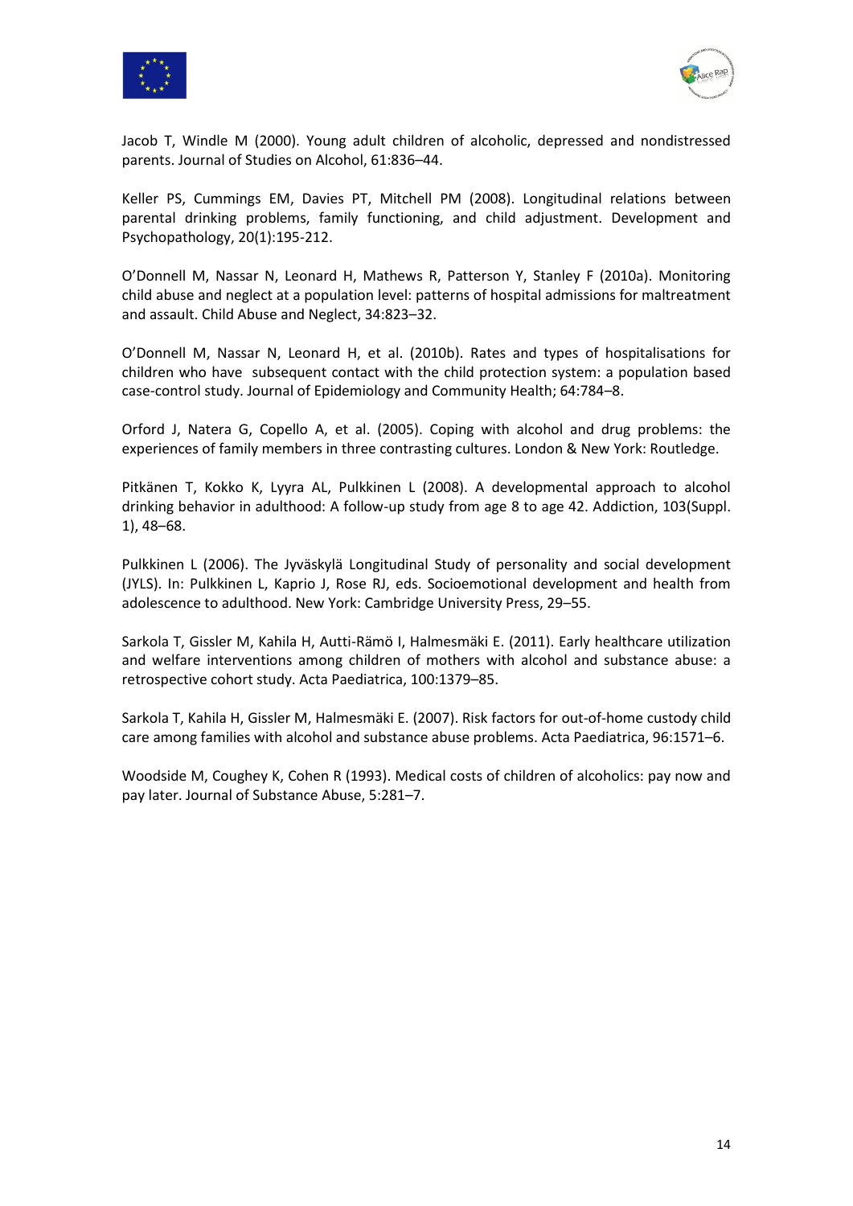Jacob T, Windle M (2000). Young adult children of alcoholic, depressed and nondistressed parents. Journal of Studies on Alcohol, 61:836–44.

Keller PS, Cummings EM, Davies PT, Mitchell PM (2008). Longitudinal relations between parental drinking problems, family functioning, and child adjustment. Development and Psychopathology, 20(1):195-212.

O'Donnell M, Nassar N, Leonard H, Mathews R, Patterson Y, Stanley F (2010a). Monitoring child abuse and neglect at a population level: patterns of hospital admissions for maltreatment and assault. Child Abuse and Neglect, 34:823–32.

O'Donnell M, Nassar N, Leonard H, et al. (2010b). Rates and types of hospitalisations for children who have subsequent contact with the child protection system: a population based case-control study. Journal of Epidemiology and Community Health; 64:784–8.

Orford J, Natera G, Copello A, et al. (2005). Coping with alcohol and drug problems: the experiences of family members in three contrasting cultures. London & New York: Routledge.

Pitkänen T, Kokko K, Lyyra AL, Pulkkinen L (2008). A developmental approach to alcohol drinking behavior in adulthood: A follow-up study from age 8 to age 42. Addiction, 103(Suppl. 1), 48–68.

Pulkkinen L (2006). The Jyväskylä Longitudinal Study of personality and social development (JYLS). In: Pulkkinen L, Kaprio J, Rose RJ, eds. Socioemotional development and health from adolescence to adulthood. New York: Cambridge University Press, 29–55.

Sarkola T, Gissler M, Kahila H, Autti-Rämö I, Halmesmäki E. (2011). Early healthcare utilization and welfare interventions among children of mothers with alcohol and substance abuse: a retrospective cohort study. Acta Paediatrica, 100:1379–85.

Sarkola T, Kahila H, Gissler M, Halmesmäki E. (2007). Risk factors for out-of-home custody child care among families with alcohol and substance abuse problems. Acta Paediatrica, 96:1571–6.

Woodside M, Coughey K, Cohen R (1993). Medical costs of children of alcoholics: pay now and pay later. Journal of Substance Abuse, 5:281–7.